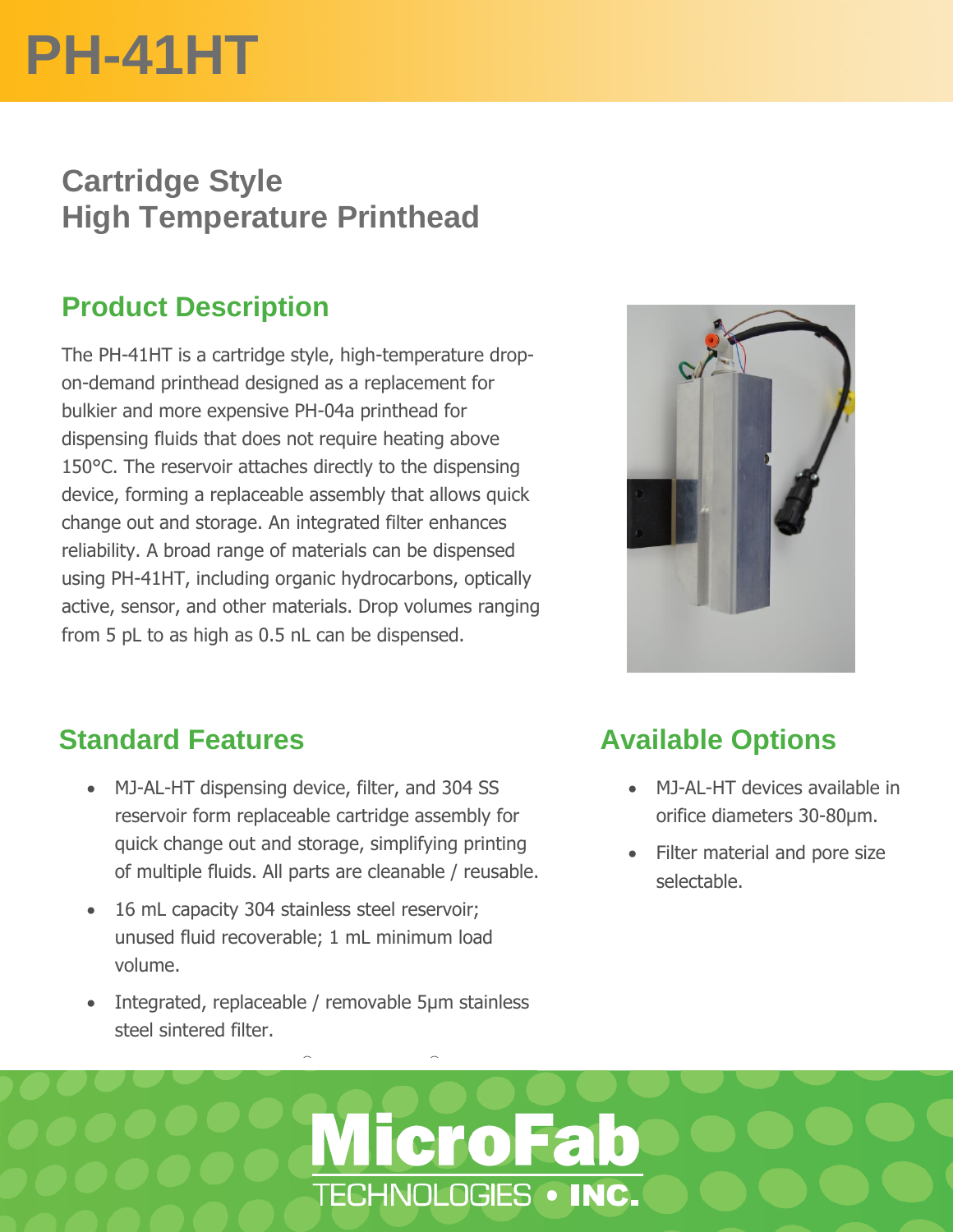# PH-41HT

## Cartridge Style
## High Temperature Printhead

## Product Description

The PH-41HT is a cartridge style, high-temperature drop-on-demand printhead designed as a replacement for bulkier and more expensive PH-04a printhead for dispensing fluids that does not require heating above 150°C. The reservoir attaches directly to the dispensing device, forming a replaceable assembly that allows quick change out and storage. An integrated filter enhances reliability. A broad range of materials can be dispensed using PH-41HT, including organic hydrocarbons, optically active, sensor, and other materials. Drop volumes ranging from 5 pL to as high as 0.5 nL can be dispensed.

## Standard Features

- MJ-AL-HT dispensing device, filter, and 304 SS reservoir form replaceable cartridge assembly for quick change out and storage, simplifying printing of multiple fluids. All parts are cleanable / reusable.
- 16 mL capacity 304 stainless steel reservoir; unused fluid recoverable; 1 mL minimum load volume.
- Integrated, replaceable / removable 5µm stainless steel sintered filter.

## Available Options

- MJ-AL-HT devices available in orifice diameters 30-80µm.
- Filter material and pore size selectable.

MicroFab TECHNOLOGIES • INC.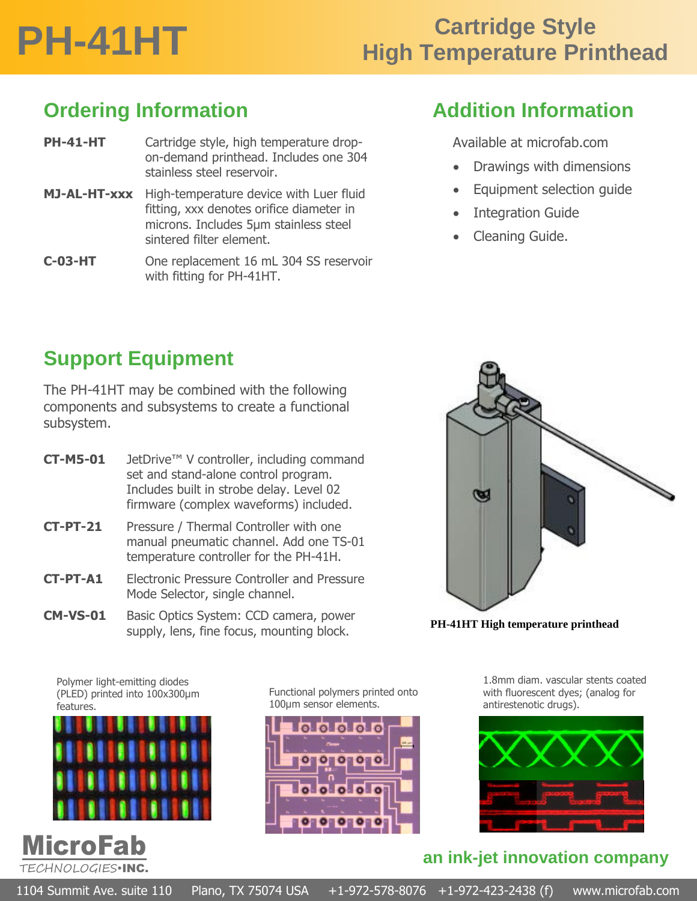# PH-41HT

## Cartridge Style High Temperature Printhead

## Ordering Information

| | |
|---|---|
| **PH-41-HT** | Cartridge style, high temperature drop-on-demand printhead. Includes one 304 stainless steel reservoir. |
| **MJ-AL-HT-xxx** | High-temperature device with Luer fluid fitting, xxx denotes orifice diameter in microns. Includes 5µm stainless steel sintered filter element. |
| **C-03-HT** | One replacement 16 mL 304 SS reservoir with fitting for PH-41HT. |

## Addition Information

Available at microfab.com

- Drawings with dimensions
- Equipment selection guide
- Integration Guide
- Cleaning Guide.

## Support Equipment

The PH-41HT may be combined with the following components and subsystems to create a functional subsystem.

| | |
|---|---|
| **CT-M5-01** | JetDrive™ V controller, including command set and stand-alone control program. Includes built in strobe delay. Level 02 firmware (complex waveforms) included. |
| **CT-PT-21** | Pressure / Thermal Controller with one manual pneumatic channel. Add one TS-01 temperature controller for the PH-41H. |
| **CT-PT-A1** | Electronic Pressure Controller and Pressure Mode Selector, single channel. |
| **CM-VS-01** | Basic Optics System: CCD camera, power supply, lens, fine focus, mounting block. |

**PH-41HT High temperature printhead**

Polymer light-emitting diodes (PLED) printed into 100x300µm features.

Functional polymers printed onto 100µm sensor elements.

1.8mm diam. vascular stents coated with fluorescent dyes; (analog for antirestenotic drugs).

MicroFab TECHNOLOGIES•INC.

an ink-jet innovation company

1104 Summit Ave. suite 110 Plano, TX 75074 USA +1-972-578-8076 +1-972-423-2438 (f) www.microfab.com